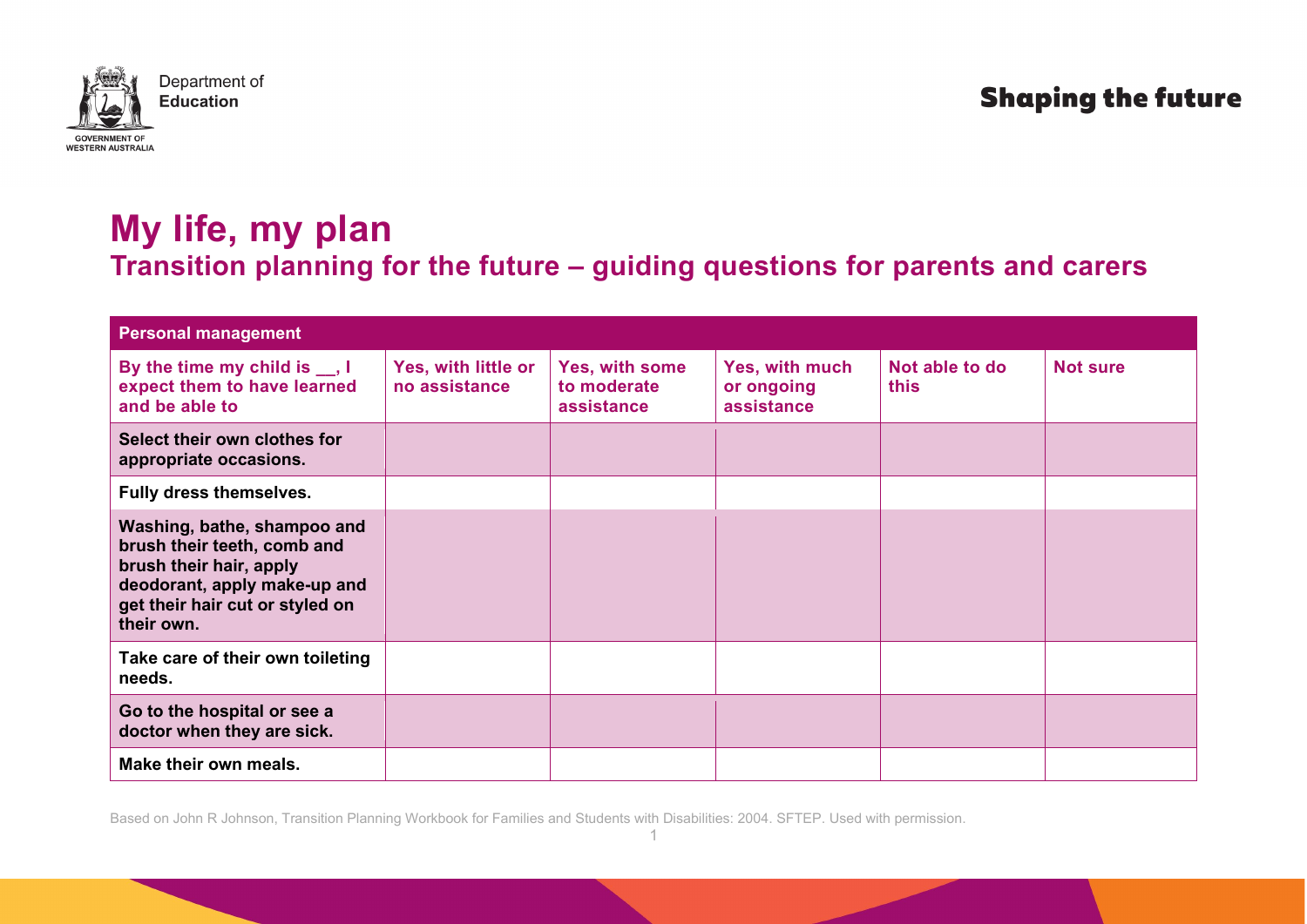Department of Education

GOVERNMENT OF WESTERN AUSTRALIA

Shaping the future

# My life, my plan

## Transition planning for the future – guiding questions for parents and carers

| Personal management | | | | | |
|---|---|---|---|---|---|
| **By the time my child is __, I expect them to have learned and be able to** | **Yes, with little or no assistance** | **Yes, with some to moderate assistance** | **Yes, with much or ongoing assistance** | **Not able to do this** | **Not sure** |
| **Select their own clothes for appropriate occasions.** | | | | | |
| **Fully dress themselves.** | | | | | |
| **Washing, bathe, shampoo and brush their teeth, comb and brush their hair, apply deodorant, apply make-up and get their hair cut or styled on their own.** | | | | | |
| **Take care of their own toileting needs.** | | | | | |
| **Go to the hospital or see a doctor when they are sick.** | | | | | |
| **Make their own meals.** | | | | | |

Based on John R Johnson, Transition Planning Workbook for Families and Students with Disabilities: 2004. SFTEP. Used with permission.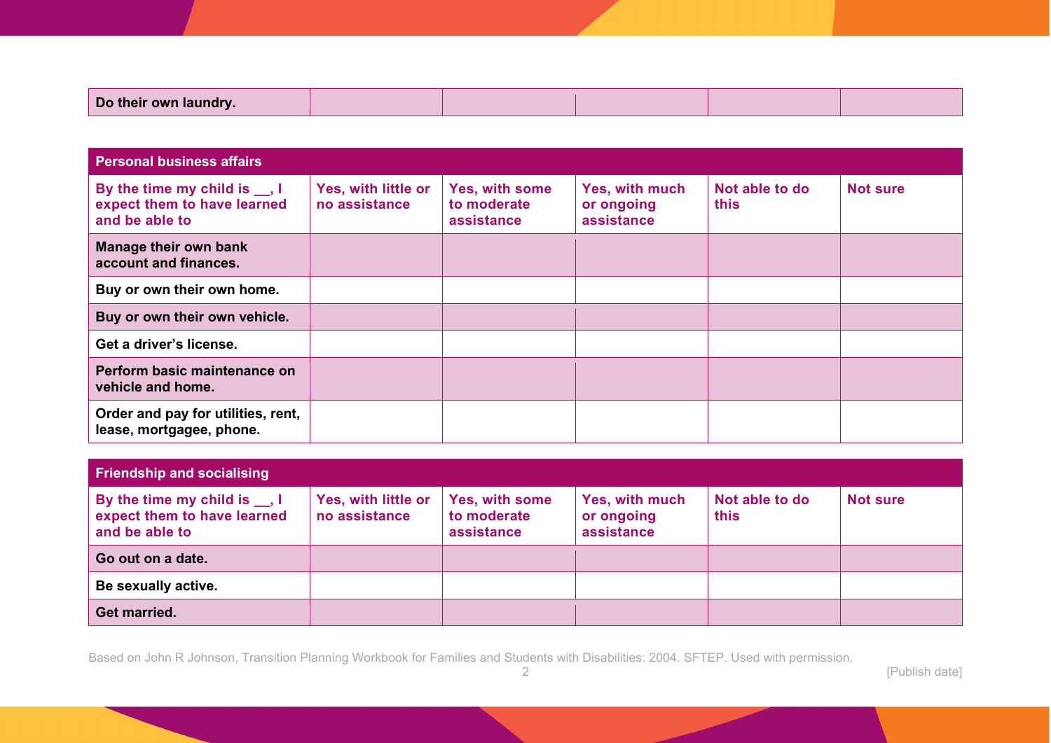| Do their own laundry. | | | | | |
|---|---|---|---|---|---|

| Personal business affairs | | | | | |
|---|---|---|---|---|---|
| By the time my child is __, I expect them to have learned and be able to | Yes, with little or no assistance | Yes, with some to moderate assistance | Yes, with much or ongoing assistance | Not able to do this | Not sure |
| Manage their own bank account and finances. | | | | | |
| Buy or own their own home. | | | | | |
| Buy or own their own vehicle. | | | | | |
| Get a driver's license. | | | | | |
| Perform basic maintenance on vehicle and home. | | | | | |
| Order and pay for utilities, rent, lease, mortgagee, phone. | | | | | |

| Friendship and socialising | | | | | |
|---|---|---|---|---|---|
| By the time my child is __, I expect them to have learned and be able to | Yes, with little or no assistance | Yes, with some to moderate assistance | Yes, with much or ongoing assistance | Not able to do this | Not sure |
| Go out on a date. | | | | | |
| Be sexually active. | | | | | |
| Get married. | | | | | |

Based on John R Johnson, Transition Planning Workbook for Families and Students with Disabilities: 2004. SFTEP. Used with permission.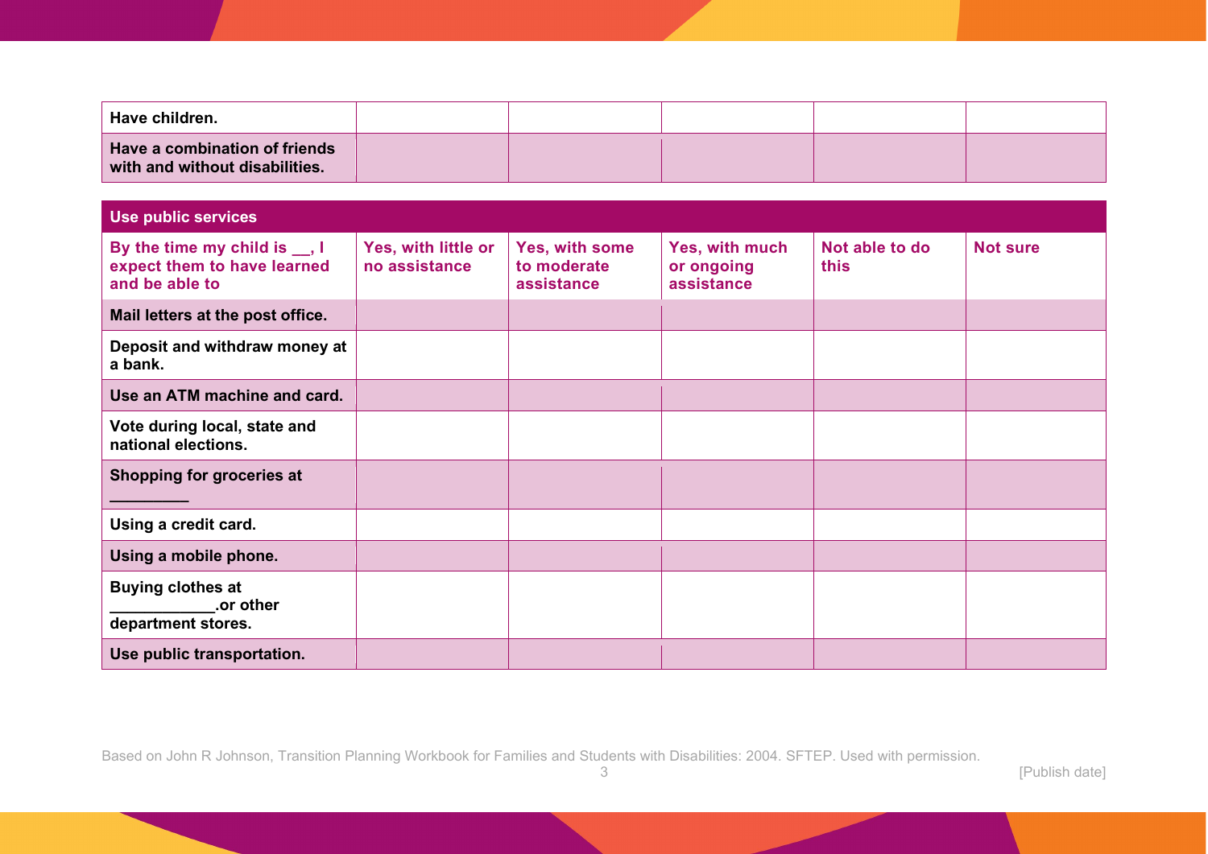| | | | | | |
|---|---|---|---|---|---|
| **Have children.** | | | | | |
| **Have a combination of friends with and without disabilities.** | | | | | |

| **Use public services** | | | | | |
|---|---|---|---|---|---|
| **By the time my child is __, I expect them to have learned and be able to** | **Yes, with little or no assistance** | **Yes, with some to moderate assistance** | **Yes, with much or ongoing assistance** | **Not able to do this** | **Not sure** |
| **Mail letters at the post office.** | | | | | |
| **Deposit and withdraw money at a bank.** | | | | | |
| **Use an ATM machine and card.** | | | | | |
| **Vote during local, state and national elections.** | | | | | |
| **Shopping for groceries at _________** | | | | | |
| **Using a credit card.** | | | | | |
| **Using a mobile phone.** | | | | | |
| **Buying clothes at ____________.or other department stores.** | | | | | |
| **Use public transportation.** | | | | | |

Based on John R Johnson, Transition Planning Workbook for Families and Students with Disabilities: 2004. SFTEP. Used with permission.

[Publish date]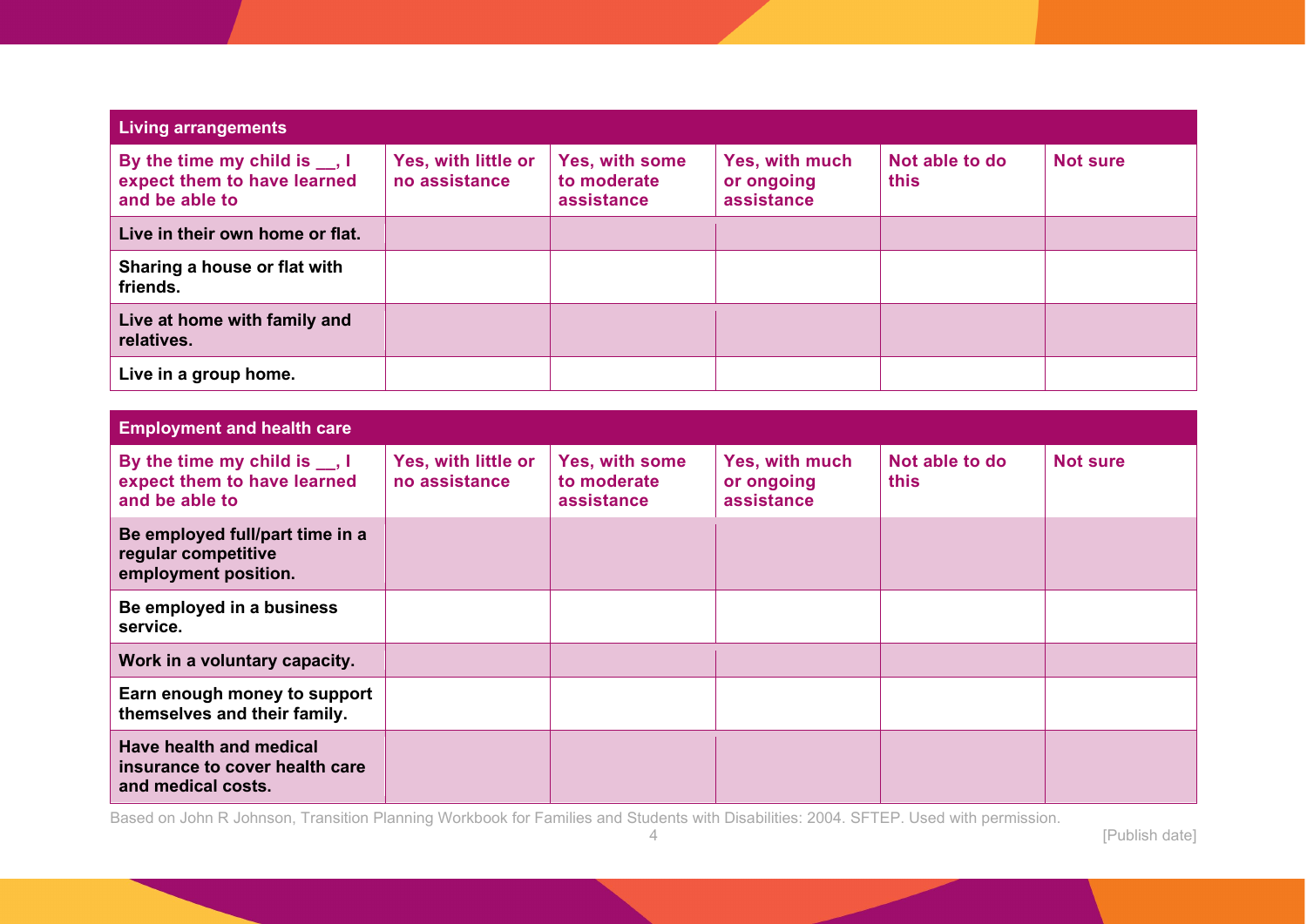| Living arrangements | | | | | |
|---|---|---|---|---|---|
| **By the time my child is __, I expect them to have learned and be able to** | **Yes, with little or no assistance** | **Yes, with some to moderate assistance** | **Yes, with much or ongoing assistance** | **Not able to do this** | **Not sure** |
| **Live in their own home or flat.** | | | | | |
| **Sharing a house or flat with friends.** | | | | | |
| **Live at home with family and relatives.** | | | | | |
| **Live in a group home.** | | | | | |

| Employment and health care | | | | | |
|---|---|---|---|---|---|
| **By the time my child is __, I expect them to have learned and be able to** | **Yes, with little or no assistance** | **Yes, with some to moderate assistance** | **Yes, with much or ongoing assistance** | **Not able to do this** | **Not sure** |
| **Be employed full/part time in a regular competitive employment position.** | | | | | |
| **Be employed in a business service.** | | | | | |
| **Work in a voluntary capacity.** | | | | | |
| **Earn enough money to support themselves and their family.** | | | | | |
| **Have health and medical insurance to cover health care and medical costs.** | | | | | |

Based on John R Johnson, Transition Planning Workbook for Families and Students with Disabilities: 2004. SFTEP. Used with permission.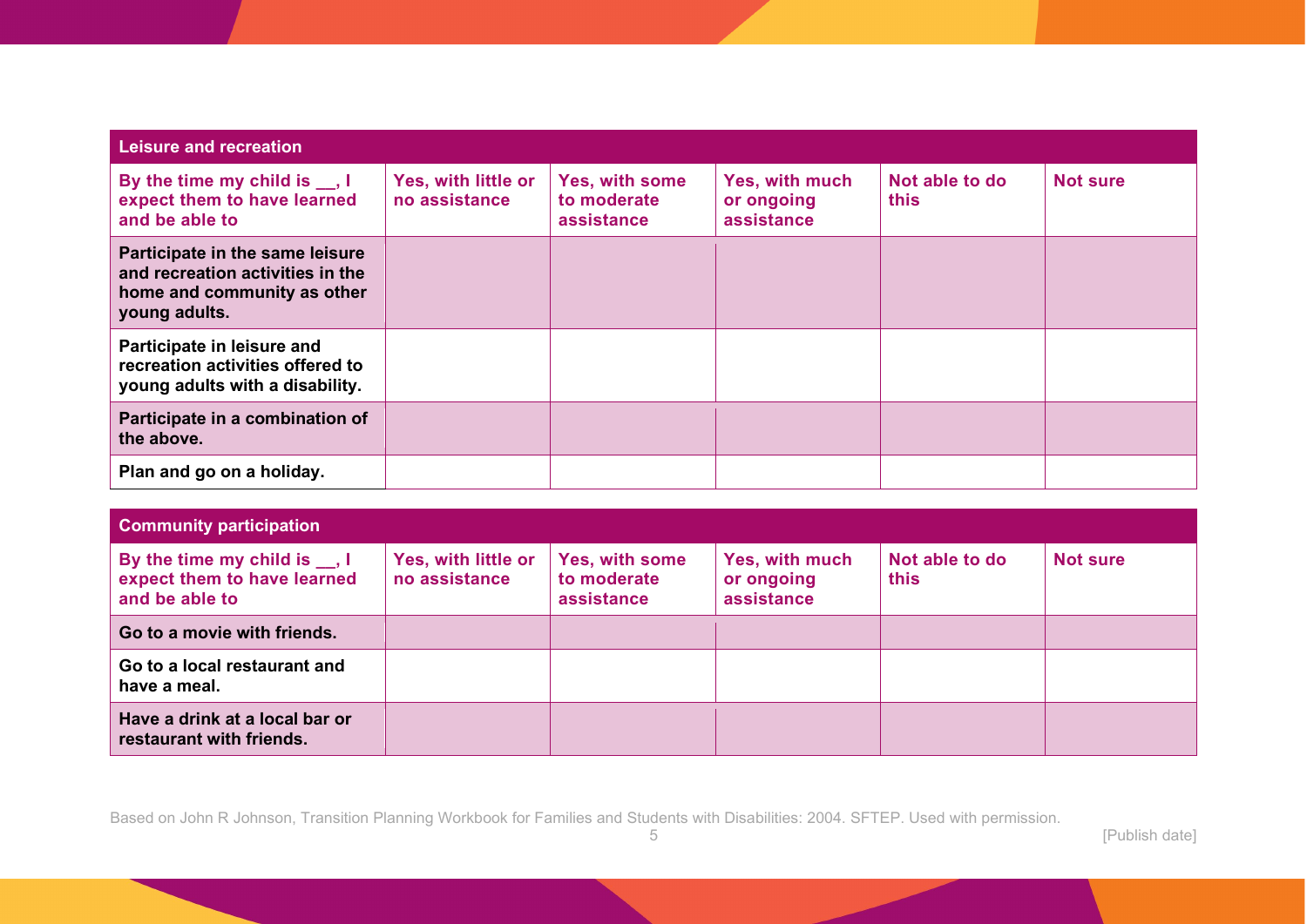| Leisure and recreation | | | | | |
|---|---|---|---|---|---|
| **By the time my child is __, I expect them to have learned and be able to** | **Yes, with little or no assistance** | **Yes, with some to moderate assistance** | **Yes, with much or ongoing assistance** | **Not able to do this** | **Not sure** |
| **Participate in the same leisure and recreation activities in the home and community as other young adults.** | | | | | |
| **Participate in leisure and recreation activities offered to young adults with a disability.** | | | | | |
| **Participate in a combination of the above.** | | | | | |
| **Plan and go on a holiday.** | | | | | |

| Community participation | | | | | |
|---|---|---|---|---|---|
| **By the time my child is __, I expect them to have learned and be able to** | **Yes, with little or no assistance** | **Yes, with some to moderate assistance** | **Yes, with much or ongoing assistance** | **Not able to do this** | **Not sure** |
| **Go to a movie with friends.** | | | | | |
| **Go to a local restaurant and have a meal.** | | | | | |
| **Have a drink at a local bar or restaurant with friends.** | | | | | |

Based on John R Johnson, Transition Planning Workbook for Families and Students with Disabilities: 2004. SFTEP. Used with permission.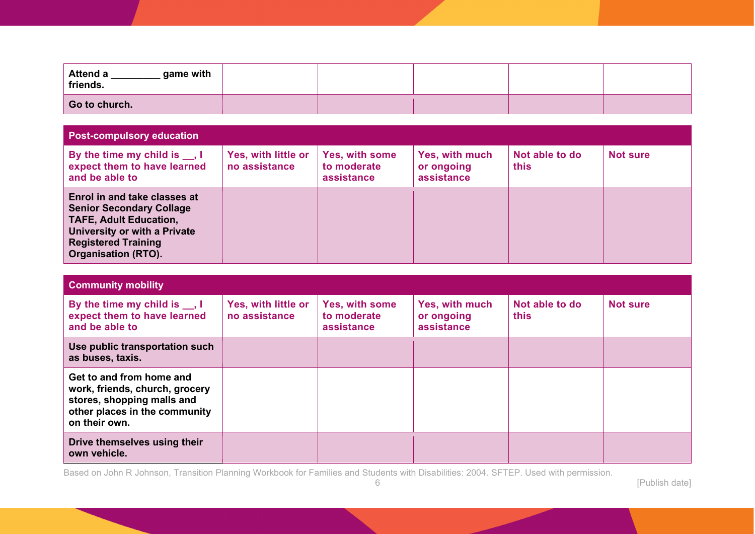| | | | | | |
|---|---|---|---|---|---|
| **Attend a _________ game with friends.** | | | | | |
| **Go to church.** | | | | | |

| **Post-compulsory education** | | | | | |
|---|---|---|---|---|---|
| **By the time my child is __, I expect them to have learned and be able to** | **Yes, with little or no assistance** | **Yes, with some to moderate assistance** | **Yes, with much or ongoing assistance** | **Not able to do this** | **Not sure** |
| **Enrol in and take classes at Senior Secondary Collage TAFE, Adult Education, University or with a Private Registered Training Organisation (RTO).** | | | | | |

| **Community mobility** | | | | | |
|---|---|---|---|---|---|
| **By the time my child is __, I expect them to have learned and be able to** | **Yes, with little or no assistance** | **Yes, with some to moderate assistance** | **Yes, with much or ongoing assistance** | **Not able to do this** | **Not sure** |
| **Use public transportation such as buses, taxis.** | | | | | |
| **Get to and from home and work, friends, church, grocery stores, shopping malls and other places in the community on their own.** | | | | | |
| **Drive themselves using their own vehicle.** | | | | | |

Based on John R Johnson, Transition Planning Workbook for Families and Students with Disabilities: 2004. SFTEP. Used with permission.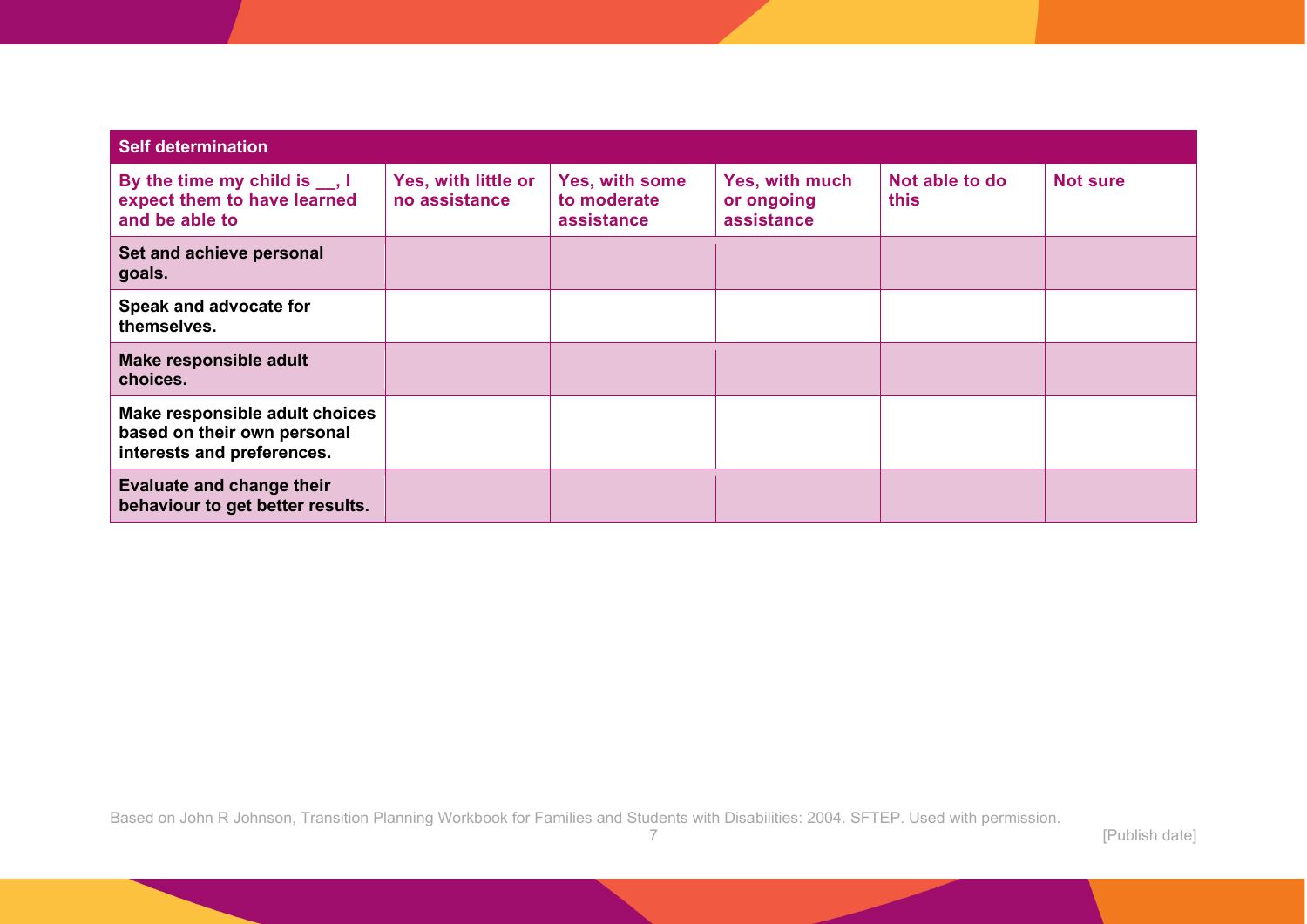| Self determination | | | | | |
|---|---|---|---|---|---|
| **By the time my child is __, I expect them to have learned and be able to** | **Yes, with little or no assistance** | **Yes, with some to moderate assistance** | **Yes, with much or ongoing assistance** | **Not able to do this** | **Not sure** |
| **Set and achieve personal goals.** | | | | | |
| **Speak and advocate for themselves.** | | | | | |
| **Make responsible adult choices.** | | | | | |
| **Make responsible adult choices based on their own personal interests and preferences.** | | | | | |
| **Evaluate and change their behaviour to get better results.** | | | | | |

Based on John R Johnson, Transition Planning Workbook for Families and Students with Disabilities: 2004. SFTEP. Used with permission.

[Publish date]